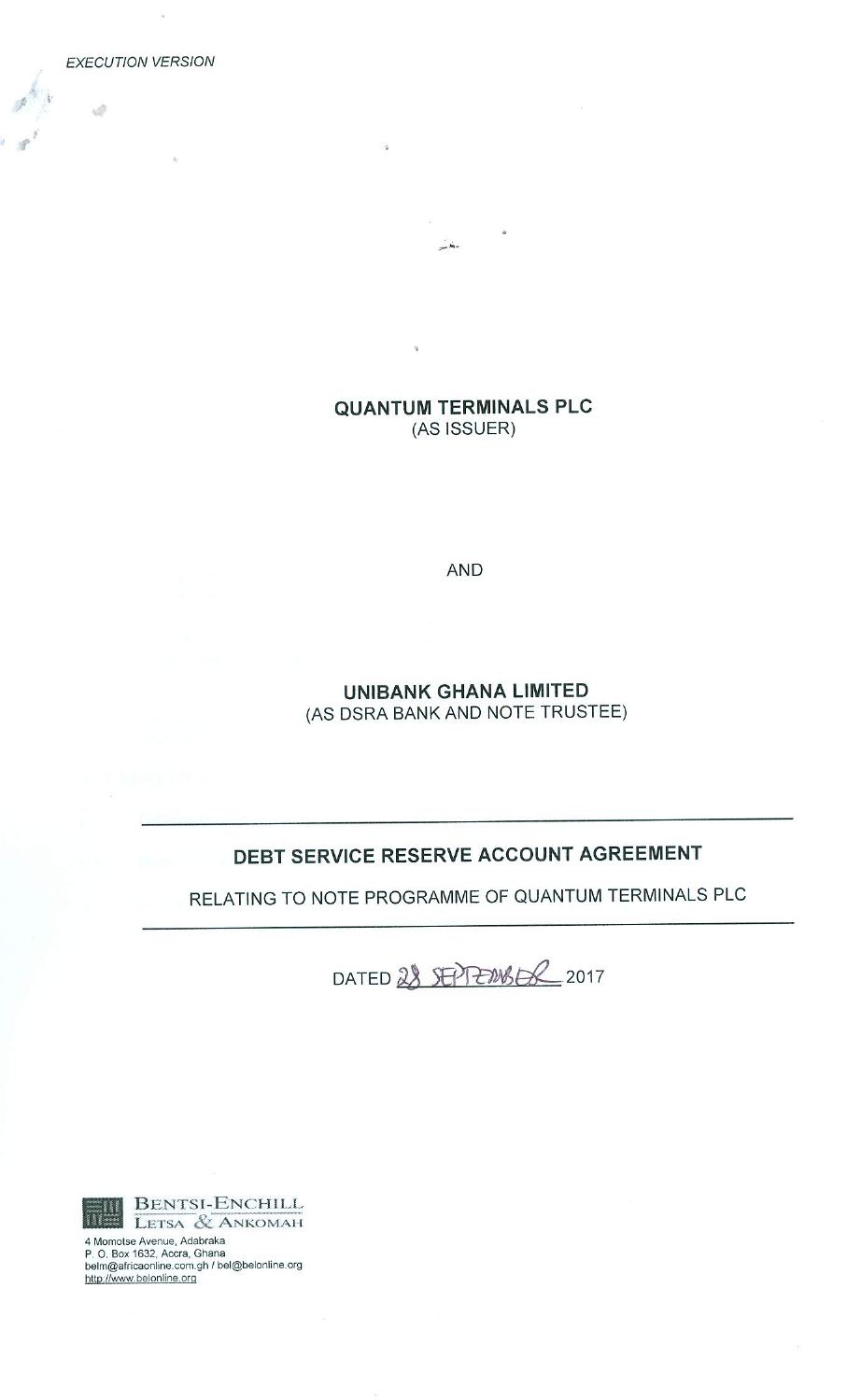*EXECUTION VERSION*

**QUANTUM TERMINALS PLC**
(AS ISSUER)

AND

**UNIBANK GHANA LIMITED**
(AS DSRA BANK AND NOTE TRUSTEE)

---

## DEBT SERVICE RESERVE ACCOUNT AGREEMENT

RELATING TO NOTE PROGRAMME OF QUANTUM TERMINALS PLC

---

DATED 28 SEPTEMBER 2017

BENTSI-ENCHILL
LETSA & ANKOMAH

4 Momotse Avenue, Adabraka
P. O. Box 1632, Accra, Ghana
belm@africaonline.com.gh / bel@belonline.org
http://www.belonline.org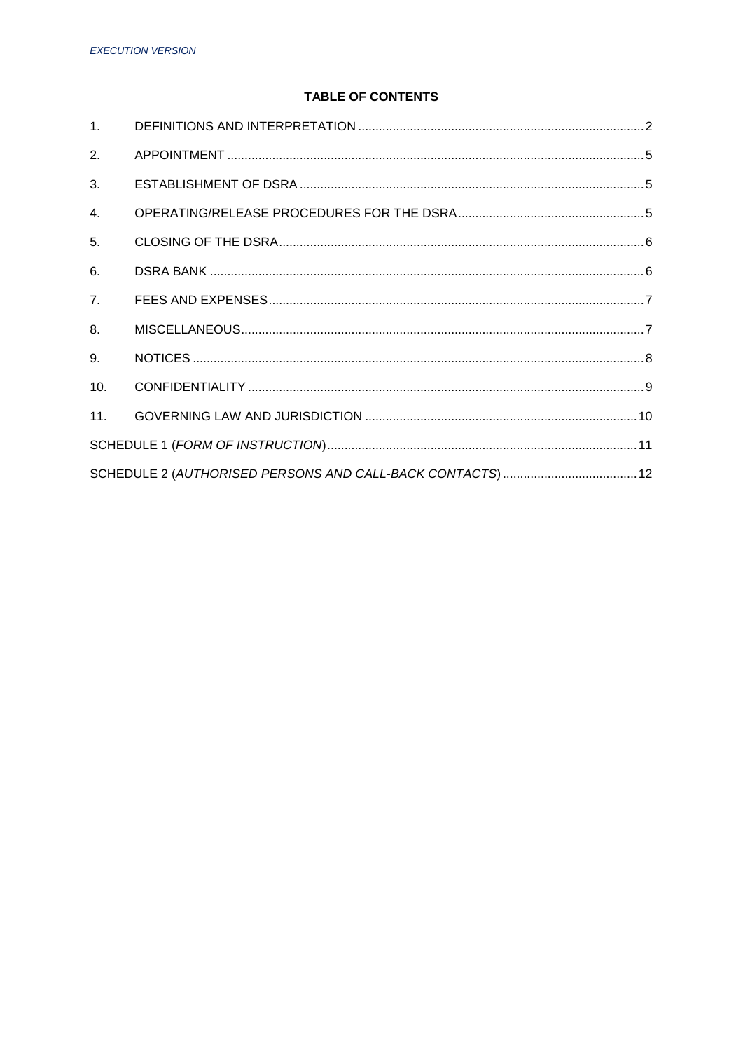## TABLE OF CONTENTS

| | | |
|---|---|---|
| 1. | DEFINITIONS AND INTERPRETATION | 2 |
| 2. | APPOINTMENT | 5 |
| 3. | ESTABLISHMENT OF DSRA | 5 |
| 4. | OPERATING/RELEASE PROCEDURES FOR THE DSRA | 5 |
| 5. | CLOSING OF THE DSRA | 6 |
| 6. | DSRA BANK | 6 |
| 7. | FEES AND EXPENSES | 7 |
| 8. | MISCELLANEOUS | 7 |
| 9. | NOTICES | 8 |
| 10. | CONFIDENTIALITY | 9 |
| 11. | GOVERNING LAW AND JURISDICTION | 10 |
| SCHEDULE 1 (*FORM OF INSTRUCTION*) | | 11 |
| SCHEDULE 2 (*AUTHORISED PERSONS AND CALL-BACK CONTACTS*) | | 12 |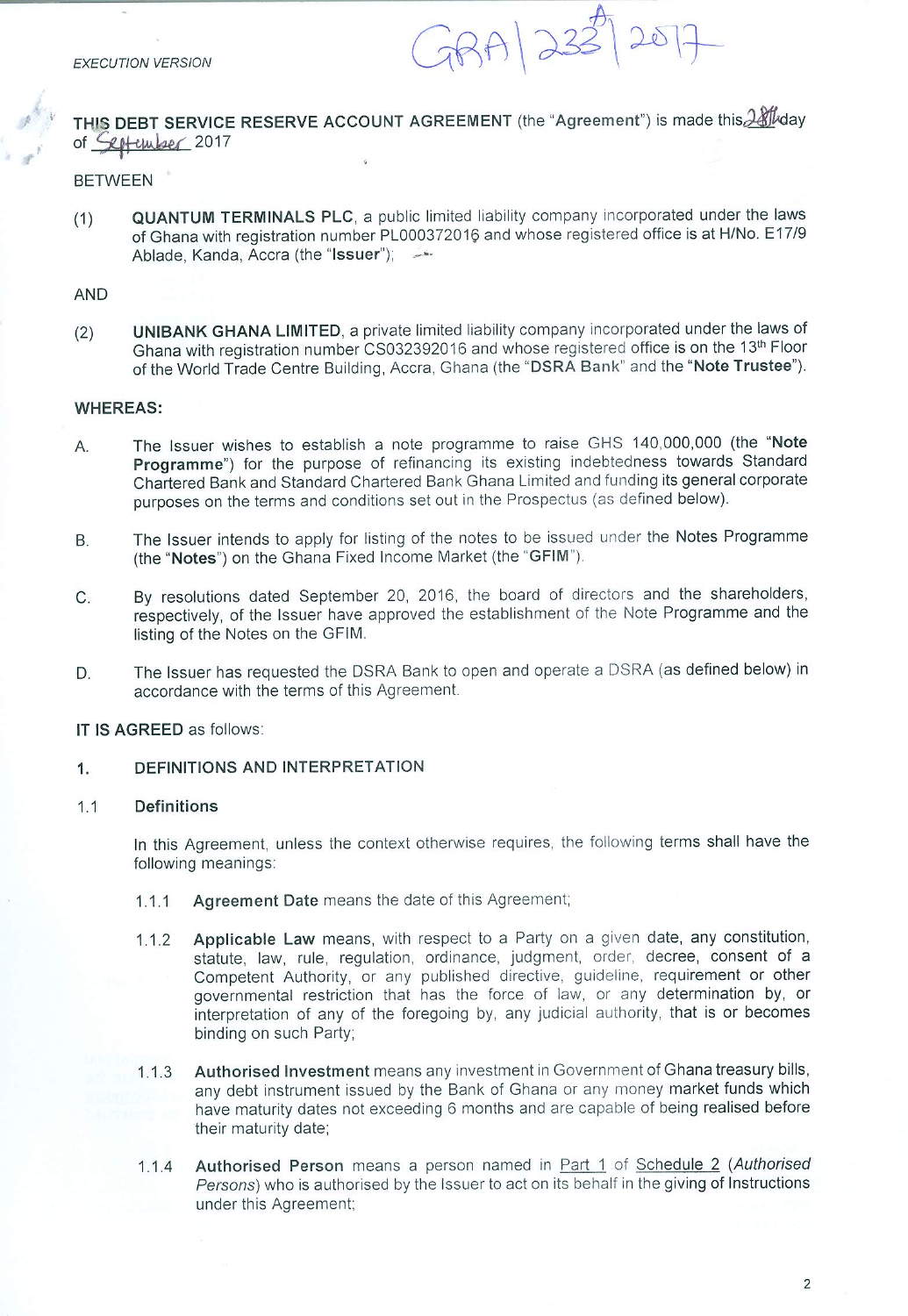*EXECUTION VERSION*

GRA/233A/2017

**THIS DEBT SERVICE RESERVE ACCOUNT AGREEMENT** (the "**Agreement**") is made this 28th day of September 2017

BETWEEN

(1) **QUANTUM TERMINALS PLC**, a public limited liability company incorporated under the laws of Ghana with registration number PL000372016 and whose registered office is at H/No. E17/9 Ablade, Kanda, Accra (the "**Issuer**");

AND

(2) **UNIBANK GHANA LIMITED**, a private limited liability company incorporated under the laws of Ghana with registration number CS032392016 and whose registered office is on the 13th Floor of the World Trade Centre Building, Accra, Ghana (the "**DSRA Bank**" and the "**Note Trustee**").

**WHEREAS:**

A. The Issuer wishes to establish a note programme to raise GHS 140,000,000 (the "**Note Programme**") for the purpose of refinancing its existing indebtedness towards Standard Chartered Bank and Standard Chartered Bank Ghana Limited and funding its general corporate purposes on the terms and conditions set out in the Prospectus (as defined below).

B. The Issuer intends to apply for listing of the notes to be issued under the Notes Programme (the "**Notes**") on the Ghana Fixed Income Market (the "**GFIM**").

C. By resolutions dated September 20, 2016, the board of directors and the shareholders, respectively, of the Issuer have approved the establishment of the Note Programme and the listing of the Notes on the GFIM.

D. The Issuer has requested the DSRA Bank to open and operate a DSRA (as defined below) in accordance with the terms of this Agreement.

**IT IS AGREED** as follows:

## 1. DEFINITIONS AND INTERPRETATION

### 1.1 Definitions

In this Agreement, unless the context otherwise requires, the following terms shall have the following meanings:

1.1.1 **Agreement Date** means the date of this Agreement;

1.1.2 **Applicable Law** means, with respect to a Party on a given date, any constitution, statute, law, rule, regulation, ordinance, judgment, order, decree, consent of a Competent Authority, or any published directive, guideline, requirement or other governmental restriction that has the force of law, or any determination by, or interpretation of any of the foregoing by, any judicial authority, that is or becomes binding on such Party;

1.1.3 **Authorised Investment** means any investment in Government of Ghana treasury bills, any debt instrument issued by the Bank of Ghana or any money market funds which have maturity dates not exceeding 6 months and are capable of being realised before their maturity date;

1.1.4 **Authorised Person** means a person named in Part 1 of Schedule 2 (*Authorised Persons*) who is authorised by the Issuer to act on its behalf in the giving of Instructions under this Agreement;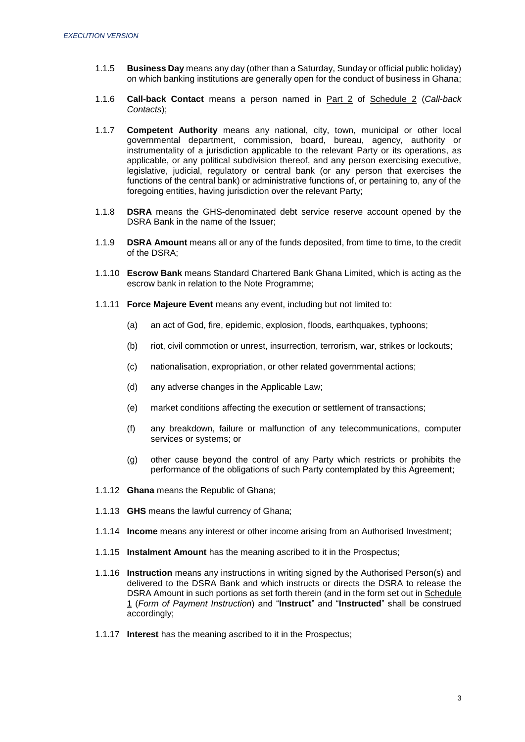1.1.5 **Business Day** means any day (other than a Saturday, Sunday or official public holiday) on which banking institutions are generally open for the conduct of business in Ghana;

1.1.6 **Call-back Contact** means a person named in Part 2 of Schedule 2 (*Call-back Contacts*);

1.1.7 **Competent Authority** means any national, city, town, municipal or other local governmental department, commission, board, bureau, agency, authority or instrumentality of a jurisdiction applicable to the relevant Party or its operations, as applicable, or any political subdivision thereof, and any person exercising executive, legislative, judicial, regulatory or central bank (or any person that exercises the functions of the central bank) or administrative functions of, or pertaining to, any of the foregoing entities, having jurisdiction over the relevant Party;

1.1.8 **DSRA** means the GHS-denominated debt service reserve account opened by the DSRA Bank in the name of the Issuer;

1.1.9 **DSRA Amount** means all or any of the funds deposited, from time to time, to the credit of the DSRA;

1.1.10 **Escrow Bank** means Standard Chartered Bank Ghana Limited, which is acting as the escrow bank in relation to the Note Programme;

1.1.11 **Force Majeure Event** means any event, including but not limited to:

(a) an act of God, fire, epidemic, explosion, floods, earthquakes, typhoons;

(b) riot, civil commotion or unrest, insurrection, terrorism, war, strikes or lockouts;

(c) nationalisation, expropriation, or other related governmental actions;

(d) any adverse changes in the Applicable Law;

(e) market conditions affecting the execution or settlement of transactions;

(f) any breakdown, failure or malfunction of any telecommunications, computer services or systems; or

(g) other cause beyond the control of any Party which restricts or prohibits the performance of the obligations of such Party contemplated by this Agreement;

1.1.12 **Ghana** means the Republic of Ghana;

1.1.13 **GHS** means the lawful currency of Ghana;

1.1.14 **Income** means any interest or other income arising from an Authorised Investment;

1.1.15 **Instalment Amount** has the meaning ascribed to it in the Prospectus;

1.1.16 **Instruction** means any instructions in writing signed by the Authorised Person(s) and delivered to the DSRA Bank and which instructs or directs the DSRA to release the DSRA Amount in such portions as set forth therein (and in the form set out in Schedule 1 (*Form of Payment Instruction*) and "**Instruct**" and "**Instructed**" shall be construed accordingly;

1.1.17 **Interest** has the meaning ascribed to it in the Prospectus;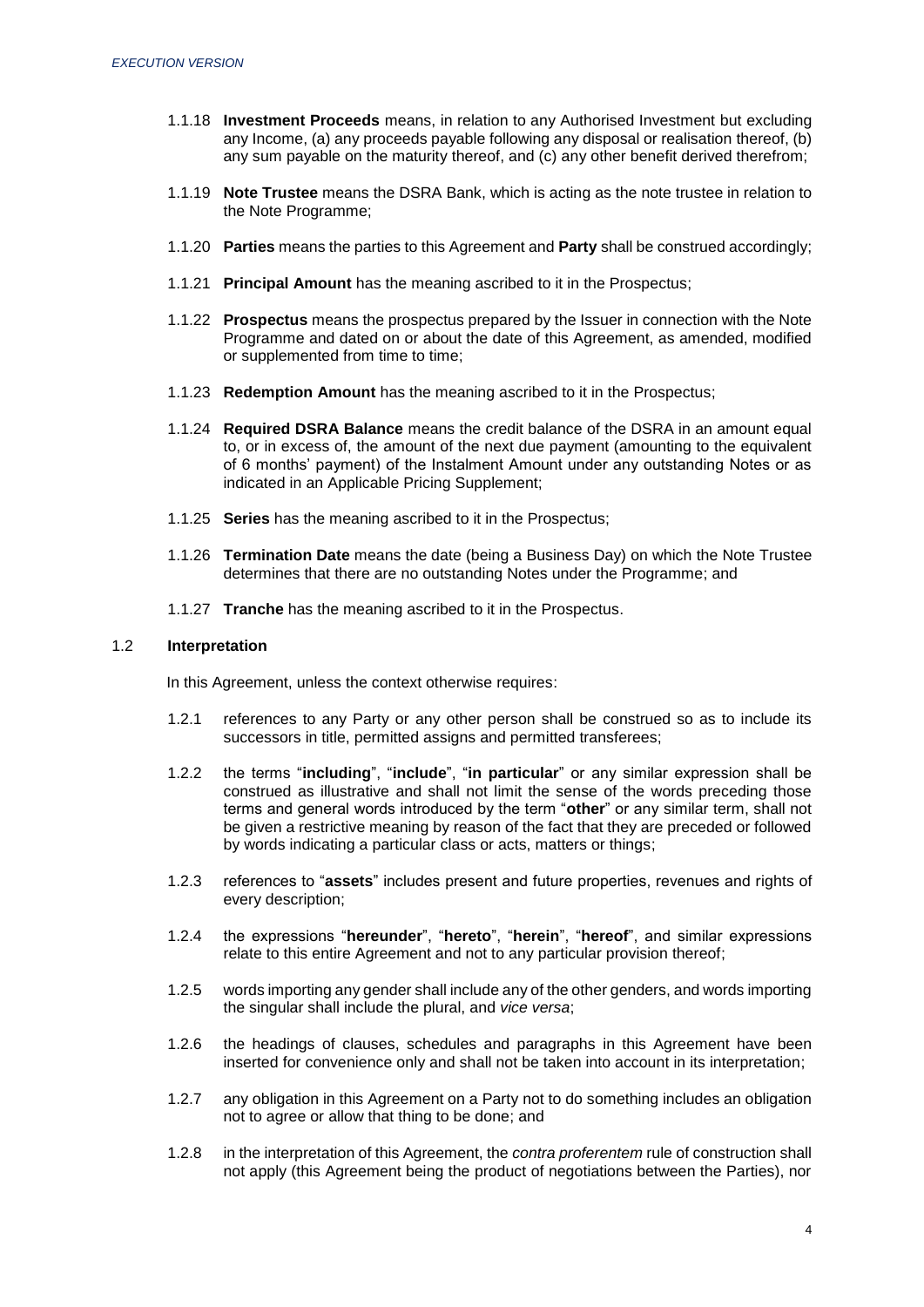1.1.18 **Investment Proceeds** means, in relation to any Authorised Investment but excluding any Income, (a) any proceeds payable following any disposal or realisation thereof, (b) any sum payable on the maturity thereof, and (c) any other benefit derived therefrom;

1.1.19 **Note Trustee** means the DSRA Bank, which is acting as the note trustee in relation to the Note Programme;

1.1.20 **Parties** means the parties to this Agreement and **Party** shall be construed accordingly;

1.1.21 **Principal Amount** has the meaning ascribed to it in the Prospectus;

1.1.22 **Prospectus** means the prospectus prepared by the Issuer in connection with the Note Programme and dated on or about the date of this Agreement, as amended, modified or supplemented from time to time;

1.1.23 **Redemption Amount** has the meaning ascribed to it in the Prospectus;

1.1.24 **Required DSRA Balance** means the credit balance of the DSRA in an amount equal to, or in excess of, the amount of the next due payment (amounting to the equivalent of 6 months' payment) of the Instalment Amount under any outstanding Notes or as indicated in an Applicable Pricing Supplement;

1.1.25 **Series** has the meaning ascribed to it in the Prospectus;

1.1.26 **Termination Date** means the date (being a Business Day) on which the Note Trustee determines that there are no outstanding Notes under the Programme; and

1.1.27 **Tranche** has the meaning ascribed to it in the Prospectus.

### 1.2 Interpretation

In this Agreement, unless the context otherwise requires:

1.2.1 references to any Party or any other person shall be construed so as to include its successors in title, permitted assigns and permitted transferees;

1.2.2 the terms "**including**", "**include**", "**in particular**" or any similar expression shall be construed as illustrative and shall not limit the sense of the words preceding those terms and general words introduced by the term "**other**" or any similar term, shall not be given a restrictive meaning by reason of the fact that they are preceded or followed by words indicating a particular class or acts, matters or things;

1.2.3 references to "**assets**" includes present and future properties, revenues and rights of every description;

1.2.4 the expressions "**hereunder**", "**hereto**", "**herein**", "**hereof**", and similar expressions relate to this entire Agreement and not to any particular provision thereof;

1.2.5 words importing any gender shall include any of the other genders, and words importing the singular shall include the plural, and *vice versa*;

1.2.6 the headings of clauses, schedules and paragraphs in this Agreement have been inserted for convenience only and shall not be taken into account in its interpretation;

1.2.7 any obligation in this Agreement on a Party not to do something includes an obligation not to agree or allow that thing to be done; and

1.2.8 in the interpretation of this Agreement, the *contra proferentem* rule of construction shall not apply (this Agreement being the product of negotiations between the Parties), nor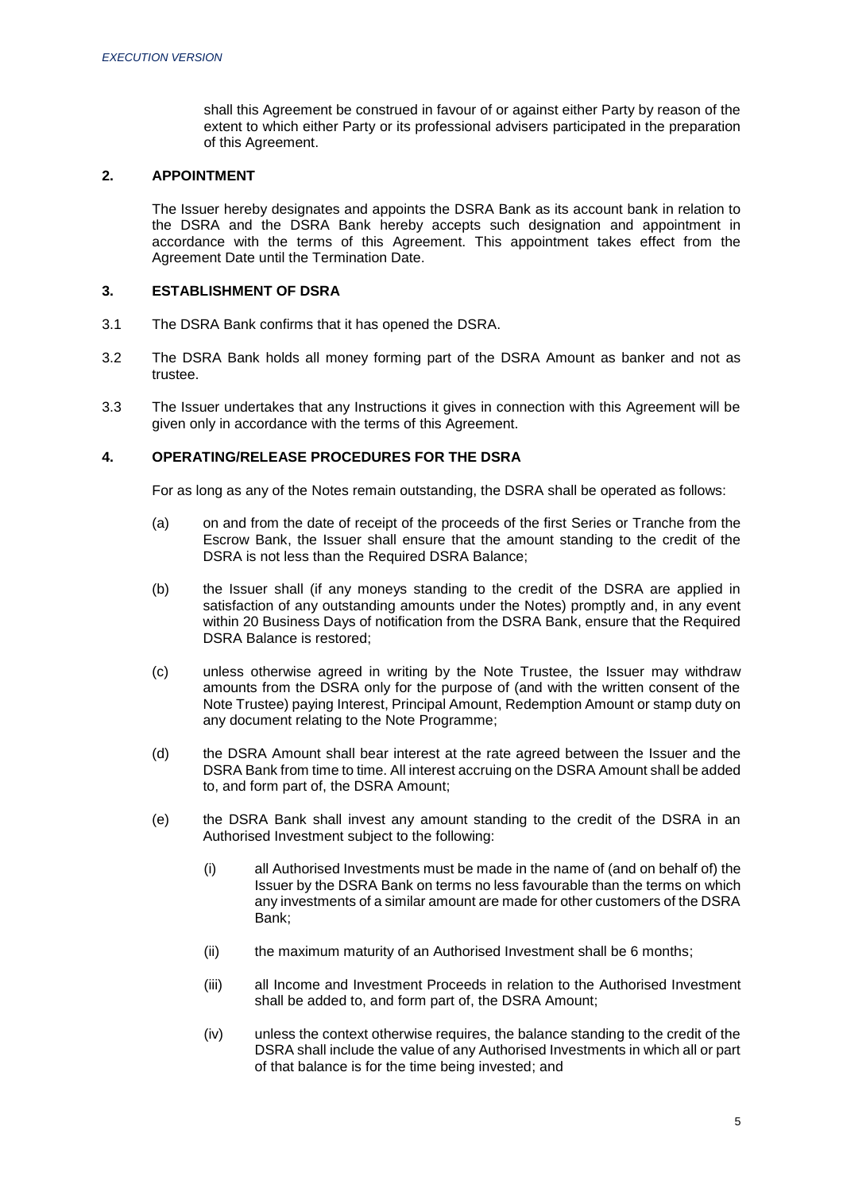shall this Agreement be construed in favour of or against either Party by reason of the extent to which either Party or its professional advisers participated in the preparation of this Agreement.

## 2. APPOINTMENT

The Issuer hereby designates and appoints the DSRA Bank as its account bank in relation to the DSRA and the DSRA Bank hereby accepts such designation and appointment in accordance with the terms of this Agreement. This appointment takes effect from the Agreement Date until the Termination Date.

## 3. ESTABLISHMENT OF DSRA

3.1 The DSRA Bank confirms that it has opened the DSRA.

3.2 The DSRA Bank holds all money forming part of the DSRA Amount as banker and not as trustee.

3.3 The Issuer undertakes that any Instructions it gives in connection with this Agreement will be given only in accordance with the terms of this Agreement.

## 4. OPERATING/RELEASE PROCEDURES FOR THE DSRA

For as long as any of the Notes remain outstanding, the DSRA shall be operated as follows:

(a) on and from the date of receipt of the proceeds of the first Series or Tranche from the Escrow Bank, the Issuer shall ensure that the amount standing to the credit of the DSRA is not less than the Required DSRA Balance;

(b) the Issuer shall (if any moneys standing to the credit of the DSRA are applied in satisfaction of any outstanding amounts under the Notes) promptly and, in any event within 20 Business Days of notification from the DSRA Bank, ensure that the Required DSRA Balance is restored;

(c) unless otherwise agreed in writing by the Note Trustee, the Issuer may withdraw amounts from the DSRA only for the purpose of (and with the written consent of the Note Trustee) paying Interest, Principal Amount, Redemption Amount or stamp duty on any document relating to the Note Programme;

(d) the DSRA Amount shall bear interest at the rate agreed between the Issuer and the DSRA Bank from time to time. All interest accruing on the DSRA Amount shall be added to, and form part of, the DSRA Amount;

(e) the DSRA Bank shall invest any amount standing to the credit of the DSRA in an Authorised Investment subject to the following:

   (i) all Authorised Investments must be made in the name of (and on behalf of) the Issuer by the DSRA Bank on terms no less favourable than the terms on which any investments of a similar amount are made for other customers of the DSRA Bank;

   (ii) the maximum maturity of an Authorised Investment shall be 6 months;

   (iii) all Income and Investment Proceeds in relation to the Authorised Investment shall be added to, and form part of, the DSRA Amount;

   (iv) unless the context otherwise requires, the balance standing to the credit of the DSRA shall include the value of any Authorised Investments in which all or part of that balance is for the time being invested; and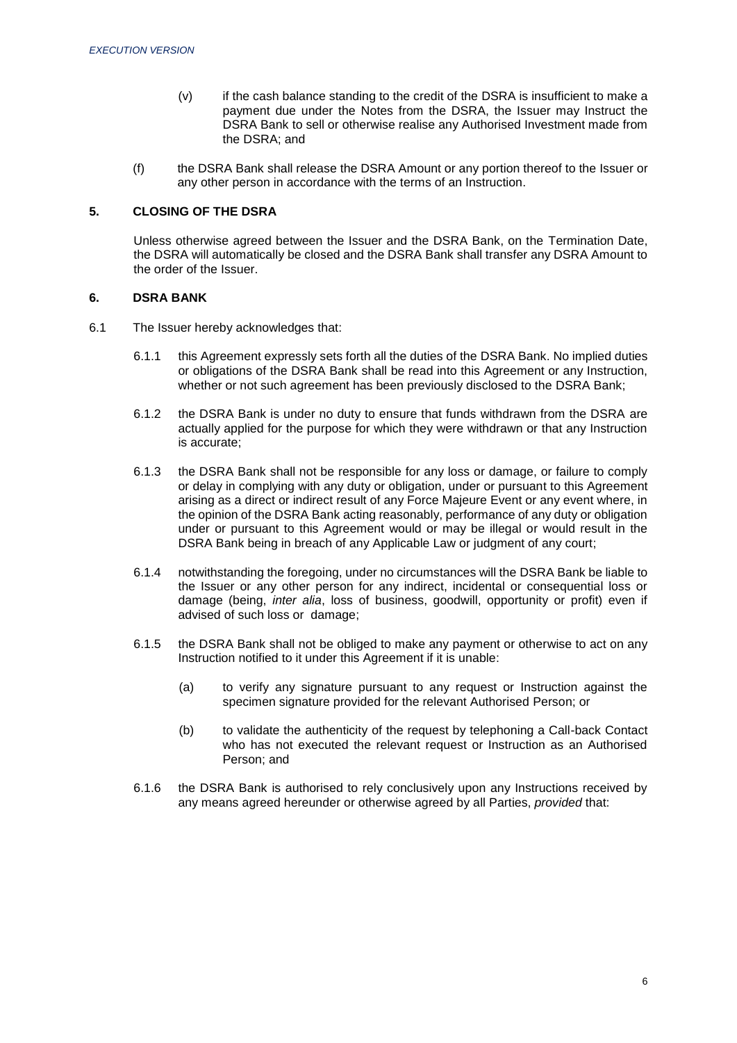(v) if the cash balance standing to the credit of the DSRA is insufficient to make a payment due under the Notes from the DSRA, the Issuer may Instruct the DSRA Bank to sell or otherwise realise any Authorised Investment made from the DSRA; and

(f) the DSRA Bank shall release the DSRA Amount or any portion thereof to the Issuer or any other person in accordance with the terms of an Instruction.

## 5. CLOSING OF THE DSRA

Unless otherwise agreed between the Issuer and the DSRA Bank, on the Termination Date, the DSRA will automatically be closed and the DSRA Bank shall transfer any DSRA Amount to the order of the Issuer.

## 6. DSRA BANK

6.1 The Issuer hereby acknowledges that:

6.1.1 this Agreement expressly sets forth all the duties of the DSRA Bank. No implied duties or obligations of the DSRA Bank shall be read into this Agreement or any Instruction, whether or not such agreement has been previously disclosed to the DSRA Bank;

6.1.2 the DSRA Bank is under no duty to ensure that funds withdrawn from the DSRA are actually applied for the purpose for which they were withdrawn or that any Instruction is accurate;

6.1.3 the DSRA Bank shall not be responsible for any loss or damage, or failure to comply or delay in complying with any duty or obligation, under or pursuant to this Agreement arising as a direct or indirect result of any Force Majeure Event or any event where, in the opinion of the DSRA Bank acting reasonably, performance of any duty or obligation under or pursuant to this Agreement would or may be illegal or would result in the DSRA Bank being in breach of any Applicable Law or judgment of any court;

6.1.4 notwithstanding the foregoing, under no circumstances will the DSRA Bank be liable to the Issuer or any other person for any indirect, incidental or consequential loss or damage (being, *inter alia*, loss of business, goodwill, opportunity or profit) even if advised of such loss or damage;

6.1.5 the DSRA Bank shall not be obliged to make any payment or otherwise to act on any Instruction notified to it under this Agreement if it is unable:

(a) to verify any signature pursuant to any request or Instruction against the specimen signature provided for the relevant Authorised Person; or

(b) to validate the authenticity of the request by telephoning a Call-back Contact who has not executed the relevant request or Instruction as an Authorised Person; and

6.1.6 the DSRA Bank is authorised to rely conclusively upon any Instructions received by any means agreed hereunder or otherwise agreed by all Parties, *provided* that: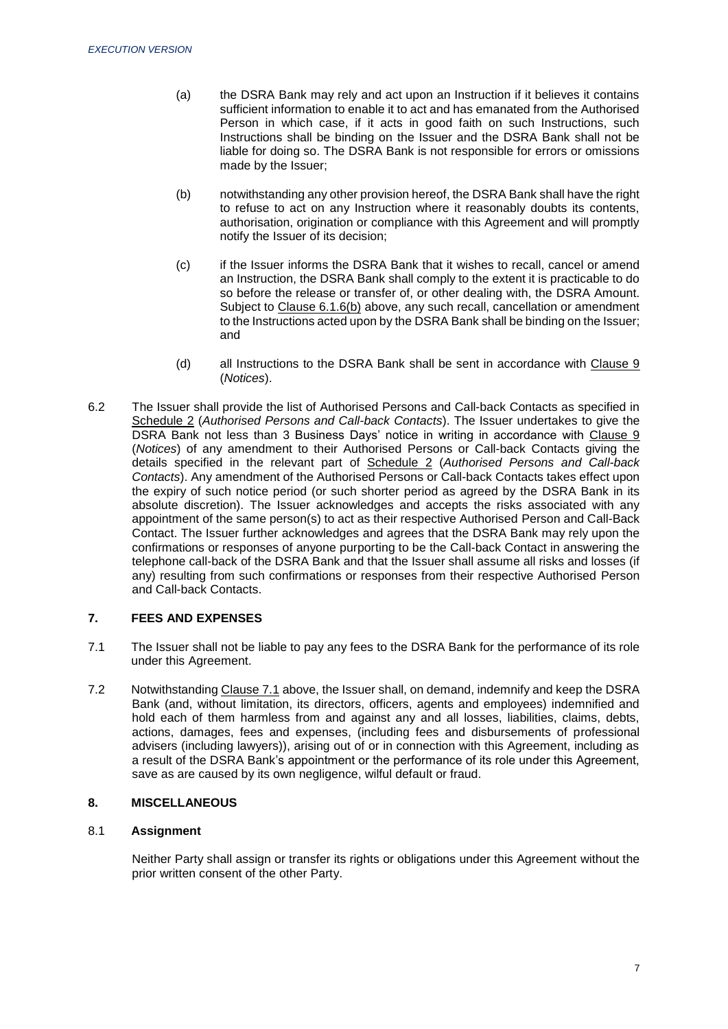(a) the DSRA Bank may rely and act upon an Instruction if it believes it contains sufficient information to enable it to act and has emanated from the Authorised Person in which case, if it acts in good faith on such Instructions, such Instructions shall be binding on the Issuer and the DSRA Bank shall not be liable for doing so. The DSRA Bank is not responsible for errors or omissions made by the Issuer;

(b) notwithstanding any other provision hereof, the DSRA Bank shall have the right to refuse to act on any Instruction where it reasonably doubts its contents, authorisation, origination or compliance with this Agreement and will promptly notify the Issuer of its decision;

(c) if the Issuer informs the DSRA Bank that it wishes to recall, cancel or amend an Instruction, the DSRA Bank shall comply to the extent it is practicable to do so before the release or transfer of, or other dealing with, the DSRA Amount. Subject to Clause 6.1.6(b) above, any such recall, cancellation or amendment to the Instructions acted upon by the DSRA Bank shall be binding on the Issuer; and

(d) all Instructions to the DSRA Bank shall be sent in accordance with Clause 9 (*Notices*).

6.2 The Issuer shall provide the list of Authorised Persons and Call-back Contacts as specified in Schedule 2 (*Authorised Persons and Call-back Contacts*). The Issuer undertakes to give the DSRA Bank not less than 3 Business Days' notice in writing in accordance with Clause 9 (*Notices*) of any amendment to their Authorised Persons or Call-back Contacts giving the details specified in the relevant part of Schedule 2 (*Authorised Persons and Call-back Contacts*). Any amendment of the Authorised Persons or Call-back Contacts takes effect upon the expiry of such notice period (or such shorter period as agreed by the DSRA Bank in its absolute discretion). The Issuer acknowledges and accepts the risks associated with any appointment of the same person(s) to act as their respective Authorised Person and Call-Back Contact. The Issuer further acknowledges and agrees that the DSRA Bank may rely upon the confirmations or responses of anyone purporting to be the Call-back Contact in answering the telephone call-back of the DSRA Bank and that the Issuer shall assume all risks and losses (if any) resulting from such confirmations or responses from their respective Authorised Person and Call-back Contacts.

## 7. FEES AND EXPENSES

7.1 The Issuer shall not be liable to pay any fees to the DSRA Bank for the performance of its role under this Agreement.

7.2 Notwithstanding Clause 7.1 above, the Issuer shall, on demand, indemnify and keep the DSRA Bank (and, without limitation, its directors, officers, agents and employees) indemnified and hold each of them harmless from and against any and all losses, liabilities, claims, debts, actions, damages, fees and expenses, (including fees and disbursements of professional advisers (including lawyers)), arising out of or in connection with this Agreement, including as a result of the DSRA Bank's appointment or the performance of its role under this Agreement, save as are caused by its own negligence, wilful default or fraud.

## 8. MISCELLANEOUS

### 8.1 Assignment

Neither Party shall assign or transfer its rights or obligations under this Agreement without the prior written consent of the other Party.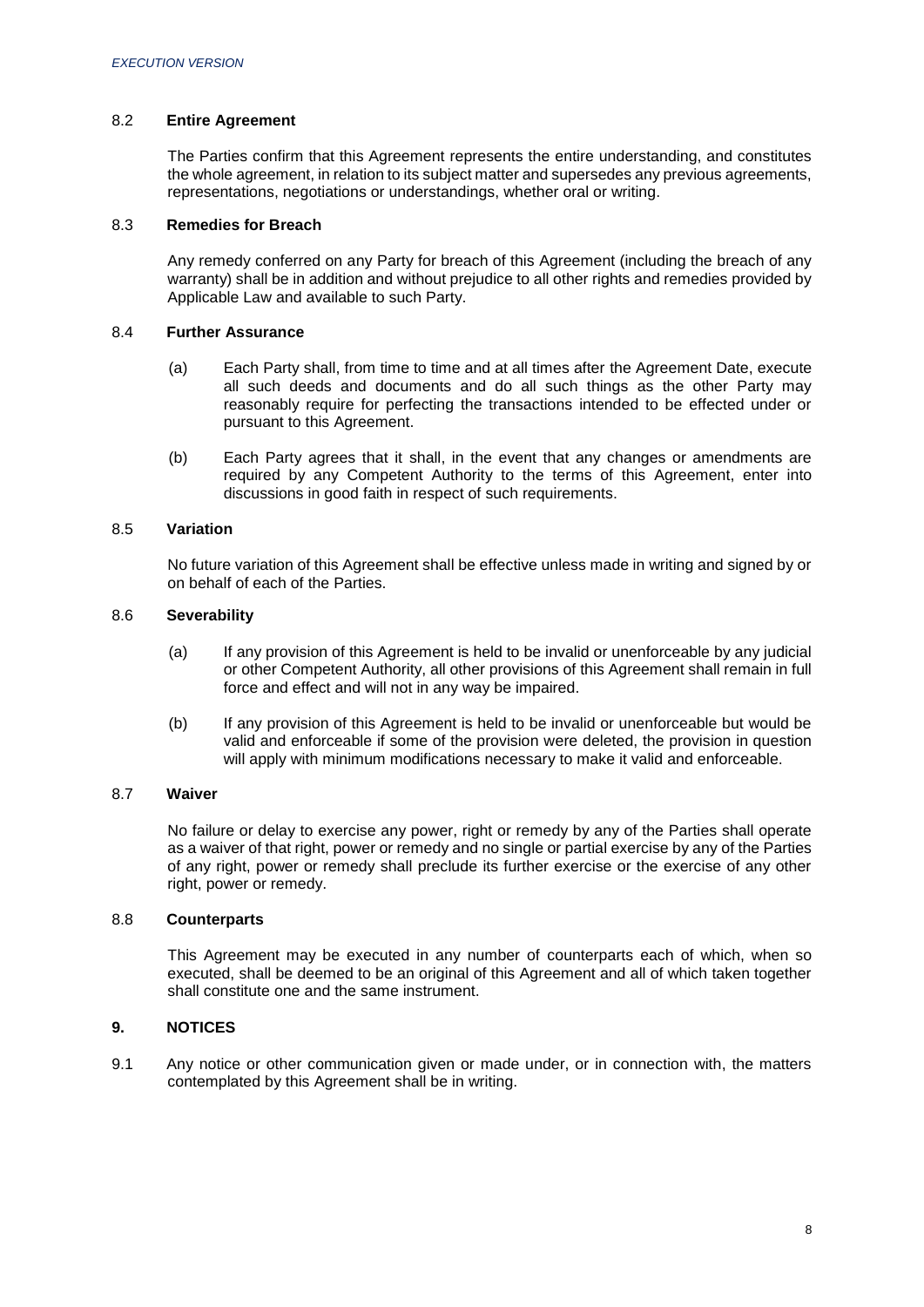### 8.2 **Entire Agreement**

The Parties confirm that this Agreement represents the entire understanding, and constitutes the whole agreement, in relation to its subject matter and supersedes any previous agreements, representations, negotiations or understandings, whether oral or writing.

### 8.3 **Remedies for Breach**

Any remedy conferred on any Party for breach of this Agreement (including the breach of any warranty) shall be in addition and without prejudice to all other rights and remedies provided by Applicable Law and available to such Party.

### 8.4 **Further Assurance**

(a) Each Party shall, from time to time and at all times after the Agreement Date, execute all such deeds and documents and do all such things as the other Party may reasonably require for perfecting the transactions intended to be effected under or pursuant to this Agreement.

(b) Each Party agrees that it shall, in the event that any changes or amendments are required by any Competent Authority to the terms of this Agreement, enter into discussions in good faith in respect of such requirements.

### 8.5 **Variation**

No future variation of this Agreement shall be effective unless made in writing and signed by or on behalf of each of the Parties.

### 8.6 **Severability**

(a) If any provision of this Agreement is held to be invalid or unenforceable by any judicial or other Competent Authority, all other provisions of this Agreement shall remain in full force and effect and will not in any way be impaired.

(b) If any provision of this Agreement is held to be invalid or unenforceable but would be valid and enforceable if some of the provision were deleted, the provision in question will apply with minimum modifications necessary to make it valid and enforceable.

### 8.7 **Waiver**

No failure or delay to exercise any power, right or remedy by any of the Parties shall operate as a waiver of that right, power or remedy and no single or partial exercise by any of the Parties of any right, power or remedy shall preclude its further exercise or the exercise of any other right, power or remedy.

### 8.8 **Counterparts**

This Agreement may be executed in any number of counterparts each of which, when so executed, shall be deemed to be an original of this Agreement and all of which taken together shall constitute one and the same instrument.

## 9. **NOTICES**

9.1 Any notice or other communication given or made under, or in connection with, the matters contemplated by this Agreement shall be in writing.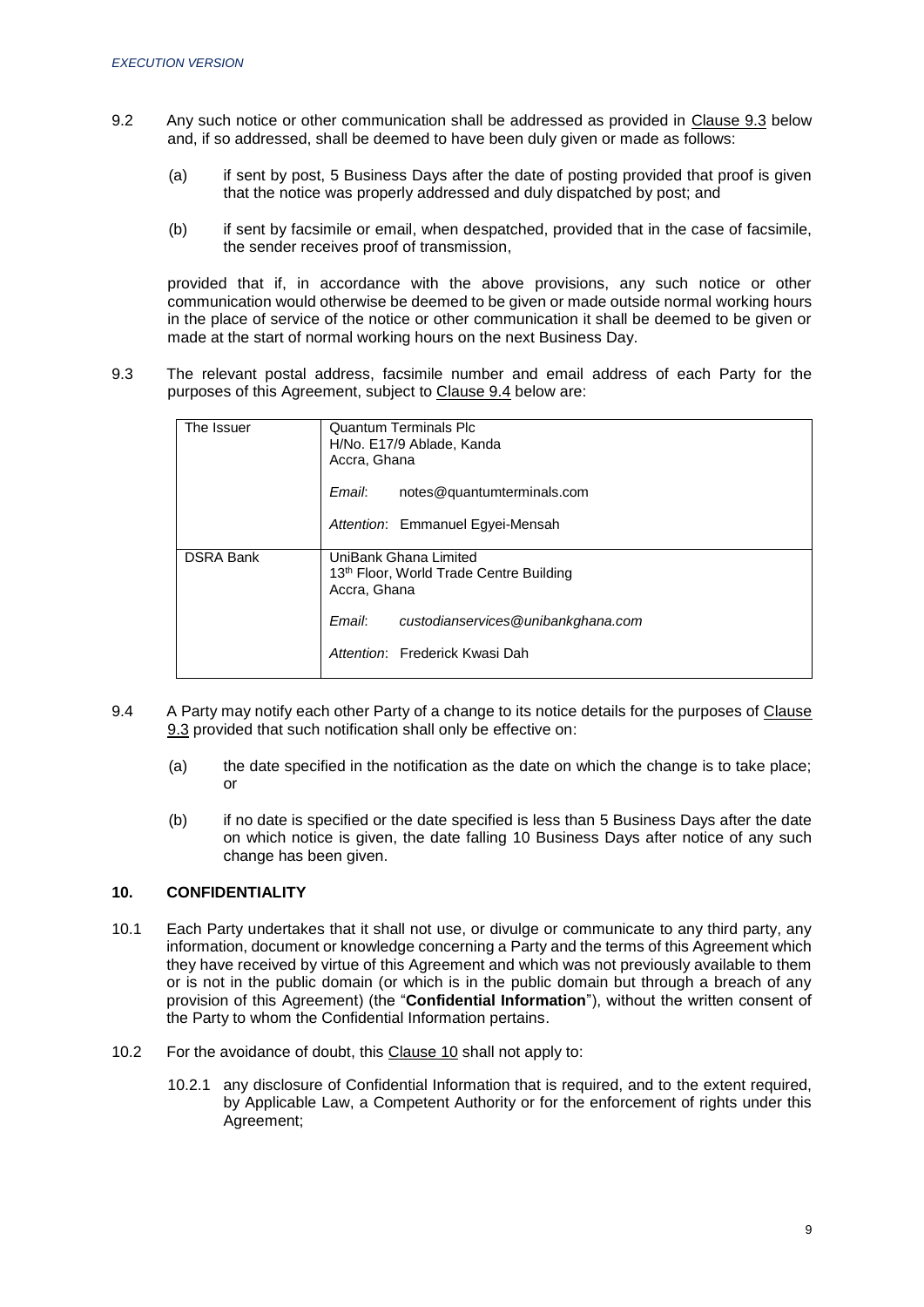9.2 Any such notice or other communication shall be addressed as provided in Clause 9.3 below and, if so addressed, shall be deemed to have been duly given or made as follows:

(a) if sent by post, 5 Business Days after the date of posting provided that proof is given that the notice was properly addressed and duly dispatched by post; and

(b) if sent by facsimile or email, when despatched, provided that in the case of facsimile, the sender receives proof of transmission,

provided that if, in accordance with the above provisions, any such notice or other communication would otherwise be deemed to be given or made outside normal working hours in the place of service of the notice or other communication it shall be deemed to be given or made at the start of normal working hours on the next Business Day.

9.3 The relevant postal address, facsimile number and email address of each Party for the purposes of this Agreement, subject to Clause 9.4 below are:

| | |
|---|---|
| The Issuer | Quantum Terminals Plc<br>H/No. E17/9 Ablade, Kanda<br>Accra, Ghana<br><br>*Email*: notes@quantumterminals.com<br><br>*Attention*: Emmanuel Egyei-Mensah |
| DSRA Bank | UniBank Ghana Limited<br>13th Floor, World Trade Centre Building<br>Accra, Ghana<br><br>*Email*: *custodianservices@unibankghana.com*<br><br>*Attention*: Frederick Kwasi Dah |

9.4 A Party may notify each other Party of a change to its notice details for the purposes of Clause 9.3 provided that such notification shall only be effective on:

(a) the date specified in the notification as the date on which the change is to take place; or

(b) if no date is specified or the date specified is less than 5 Business Days after the date on which notice is given, the date falling 10 Business Days after notice of any such change has been given.

## 10. CONFIDENTIALITY

10.1 Each Party undertakes that it shall not use, or divulge or communicate to any third party, any information, document or knowledge concerning a Party and the terms of this Agreement which they have received by virtue of this Agreement and which was not previously available to them or is not in the public domain (or which is in the public domain but through a breach of any provision of this Agreement) (the "**Confidential Information**"), without the written consent of the Party to whom the Confidential Information pertains.

10.2 For the avoidance of doubt, this Clause 10 shall not apply to:

10.2.1 any disclosure of Confidential Information that is required, and to the extent required, by Applicable Law, a Competent Authority or for the enforcement of rights under this Agreement;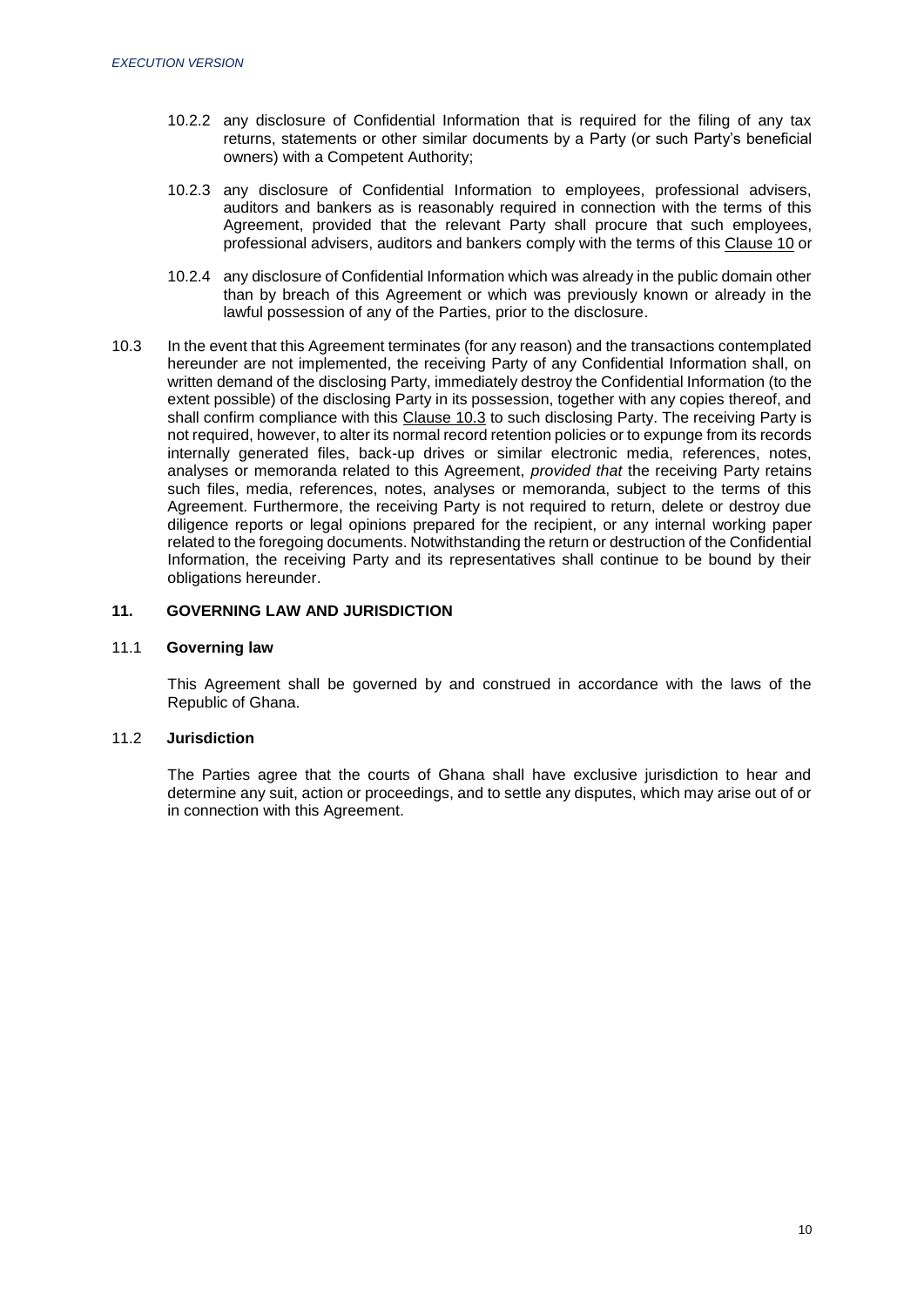10.2.2 any disclosure of Confidential Information that is required for the filing of any tax returns, statements or other similar documents by a Party (or such Party's beneficial owners) with a Competent Authority;

10.2.3 any disclosure of Confidential Information to employees, professional advisers, auditors and bankers as is reasonably required in connection with the terms of this Agreement, provided that the relevant Party shall procure that such employees, professional advisers, auditors and bankers comply with the terms of this Clause 10 or

10.2.4 any disclosure of Confidential Information which was already in the public domain other than by breach of this Agreement or which was previously known or already in the lawful possession of any of the Parties, prior to the disclosure.

10.3 In the event that this Agreement terminates (for any reason) and the transactions contemplated hereunder are not implemented, the receiving Party of any Confidential Information shall, on written demand of the disclosing Party, immediately destroy the Confidential Information (to the extent possible) of the disclosing Party in its possession, together with any copies thereof, and shall confirm compliance with this Clause 10.3 to such disclosing Party. The receiving Party is not required, however, to alter its normal record retention policies or to expunge from its records internally generated files, back-up drives or similar electronic media, references, notes, analyses or memoranda related to this Agreement, *provided that* the receiving Party retains such files, media, references, notes, analyses or memoranda, subject to the terms of this Agreement. Furthermore, the receiving Party is not required to return, delete or destroy due diligence reports or legal opinions prepared for the recipient, or any internal working paper related to the foregoing documents. Notwithstanding the return or destruction of the Confidential Information, the receiving Party and its representatives shall continue to be bound by their obligations hereunder.

## 11. GOVERNING LAW AND JURISDICTION

### 11.1 Governing law

This Agreement shall be governed by and construed in accordance with the laws of the Republic of Ghana.

### 11.2 Jurisdiction

The Parties agree that the courts of Ghana shall have exclusive jurisdiction to hear and determine any suit, action or proceedings, and to settle any disputes, which may arise out of or in connection with this Agreement.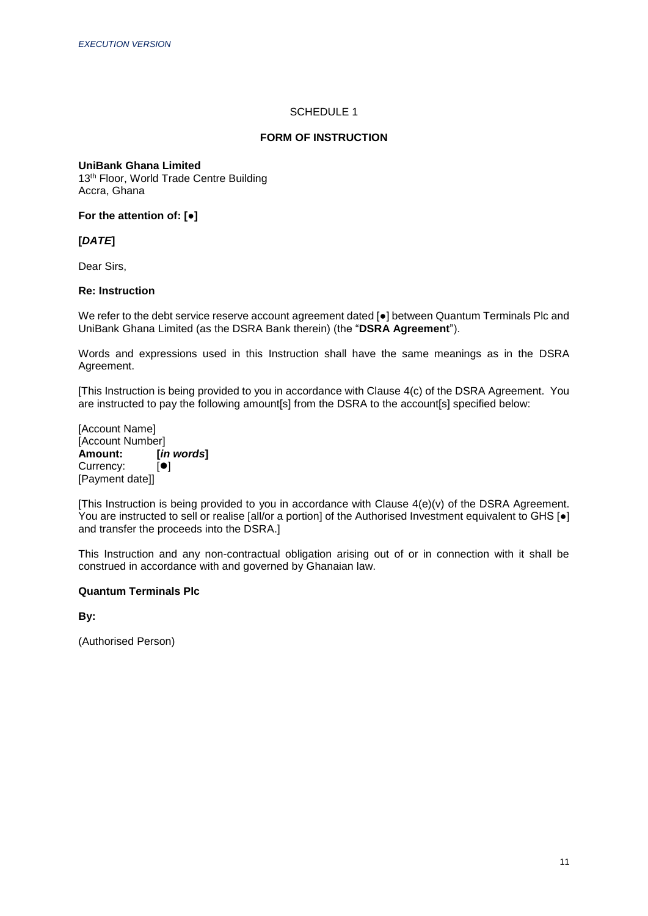SCHEDULE 1

**FORM OF INSTRUCTION**

**UniBank Ghana Limited**
13th Floor, World Trade Centre Building
Accra, Ghana

**For the attention of: [●]**

**[*DATE*]**

Dear Sirs,

**Re: Instruction**

We refer to the debt service reserve account agreement dated [●] between Quantum Terminals Plc and UniBank Ghana Limited (as the DSRA Bank therein) (the "**DSRA Agreement**").

Words and expressions used in this Instruction shall have the same meanings as in the DSRA Agreement.

[This Instruction is being provided to you in accordance with Clause 4(c) of the DSRA Agreement. You are instructed to pay the following amount[s] from the DSRA to the account[s] specified below:

[Account Name]
[Account Number]
**Amount:** **[*in words*]**
Currency: [●]
[Payment date]]

[This Instruction is being provided to you in accordance with Clause 4(e)(v) of the DSRA Agreement. You are instructed to sell or realise [all/or a portion] of the Authorised Investment equivalent to GHS [●] and transfer the proceeds into the DSRA.]

This Instruction and any non-contractual obligation arising out of or in connection with it shall be construed in accordance with and governed by Ghanaian law.

**Quantum Terminals Plc**

**By:**

(Authorised Person)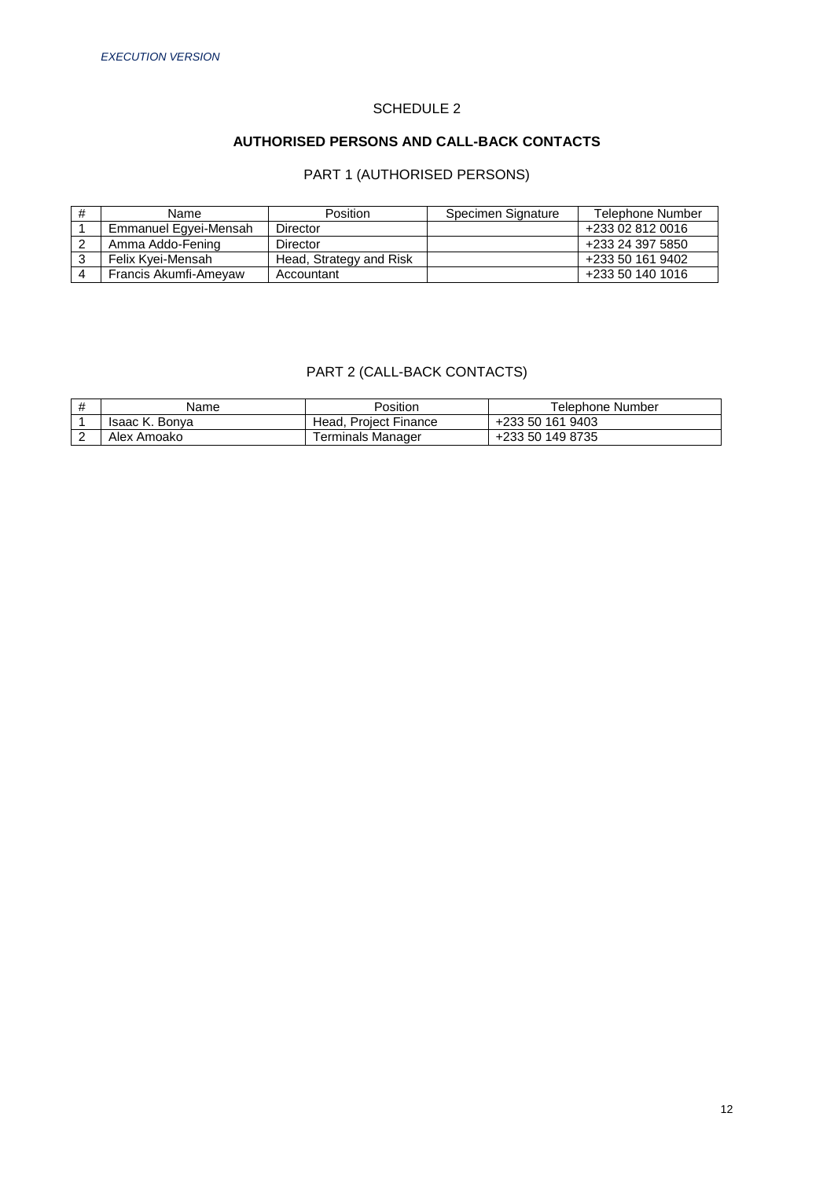*EXECUTION VERSION*

SCHEDULE 2

**AUTHORISED PERSONS AND CALL-BACK CONTACTS**

PART 1 (AUTHORISED PERSONS)

| # | Name | Position | Specimen Signature | Telephone Number |
|---|---|---|---|---|
| 1 | Emmanuel Egyei-Mensah | Director | | +233 02 812 0016 |
| 2 | Amma Addo-Fening | Director | | +233 24 397 5850 |
| 3 | Felix Kyei-Mensah | Head, Strategy and Risk | | +233 50 161 9402 |
| 4 | Francis Akumfi-Ameyaw | Accountant | | +233 50 140 1016 |

PART 2 (CALL-BACK CONTACTS)

| # | Name | Position | Telephone Number |
|---|---|---|---|
| 1 | Isaac K. Bonya | Head, Project Finance | +233 50 161 9403 |
| 2 | Alex Amoako | Terminals Manager | +233 50 149 8735 |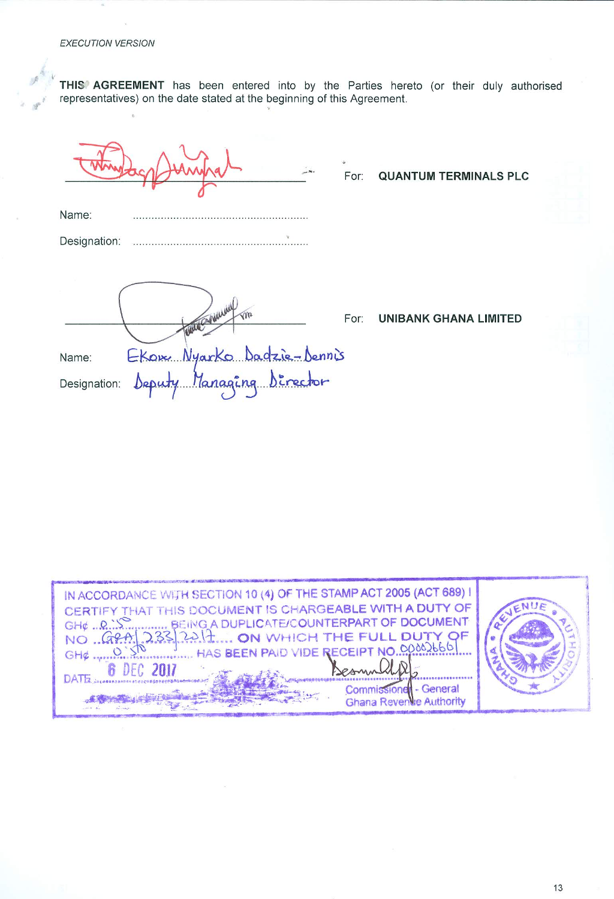*EXECUTION VERSION*

**THIS AGREEMENT** has been entered into by the Parties hereto (or their duly authorised representatives) on the date stated at the beginning of this Agreement.

\_\_\_\_\_\_\_\_\_\_\_\_\_\_\_\_\_\_\_\_\_\_\_\_\_\_\_\_\_\_ For: **QUANTUM TERMINALS PLC**

Name: ..........................................................

Designation: ..........................................................

\_\_\_\_\_\_\_\_\_\_\_\_\_\_\_\_\_\_\_\_\_\_\_\_\_\_\_\_\_\_ For: **UNIBANK GHANA LIMITED**

Name: Ekow Nyarko Dadzie-Dennis

Designation: Deputy Managing Director

IN ACCORDANCE WITH SECTION 10 (4) OF THE STAMP ACT 2005 (ACT 689) I CERTIFY THAT THIS DOCUMENT IS CHARGEABLE WITH A DUTY OF GH¢ 0.50 BEING A DUPLICATE/COUNTERPART OF DOCUMENT NO GRA/233/2017 ON WHICH THE FULL DUTY OF GH¢ 0.50 HAS BEEN PAID VIDE RECEIPT NO 00002661

DATE 6 DEC 2017

Commissioner - General
Ghana Revenue Authority

GHANA REVENUE AUTHORITY